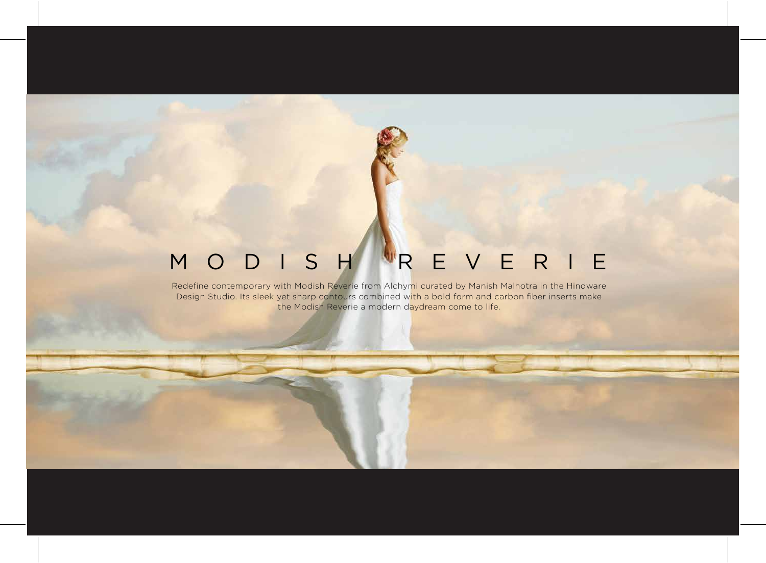# M O D I S H   R E V E R I E

Redefine contemporary with Modish Reverie from Alchymi curated by Manish Malhotra in the Hindware Design Studio. Its sleek yet sharp contours combined with a bold form and carbon fiber inserts make the Modish Reverie a modern daydream come to life.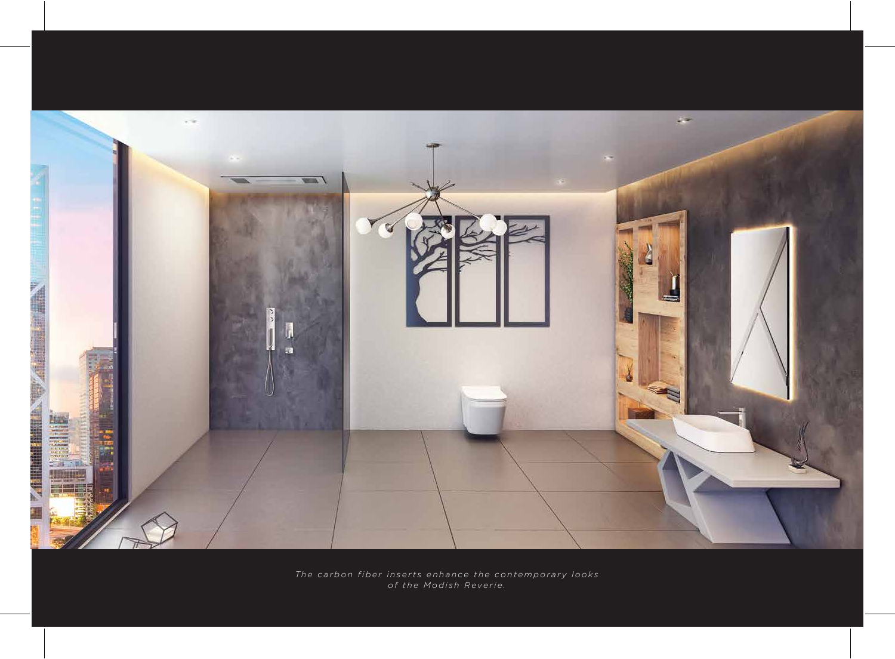*The carbon fiber inserts enhance the contemporary looks of the Modish Reverie.*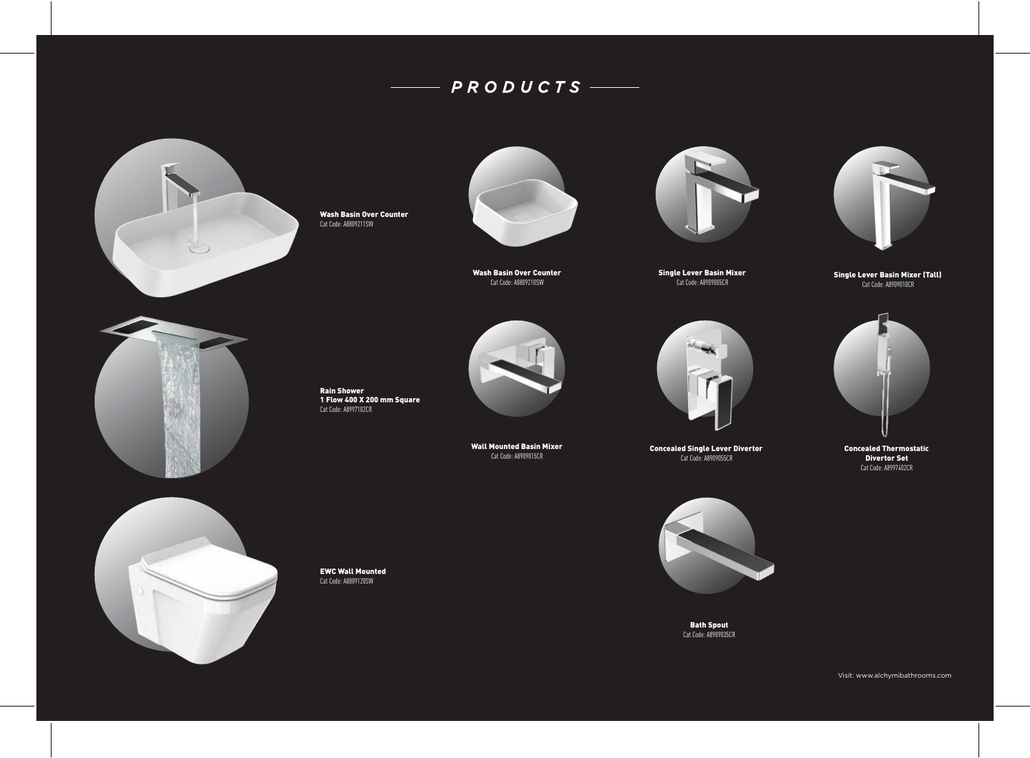# PRODUCTS

**Wash Basin Over Counter**
Cat Code: A8809211SW

**Wash Basin Over Counter**
Cat Code: A8809210SW

**Single Lever Basin Mixer**
Cat Code: A8909005CR

**Single Lever Basin Mixer (Tall)**
Cat Code: A8909010CR

**Rain Shower**
**1 Flow 400 X 200 mm Square**
Cat Code: A8997102CR

**Wall Mounted Basin Mixer**
Cat Code: A8909015CR

**Concealed Single Lever Divertor**
Cat Code: A8909055CR

**Concealed Thermostatic Divertor Set**
Cat Code: A8997402CR

**EWC Wall Mounted**
Cat Code: A8809120SW

**Bath Spout**
Cat Code: A8909035CR

Visit: www.alchymibathrooms.com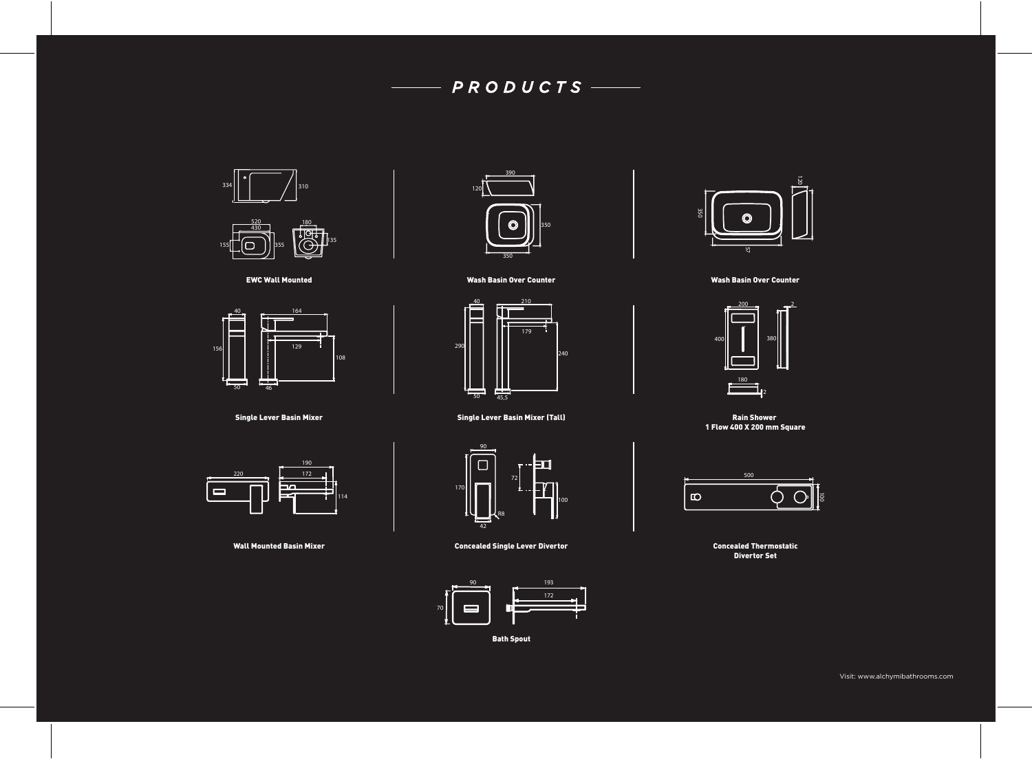# PRODUCTS

334
310
520
430
180
155
355
135

**EWC Wall Mounted**

390
120
350
350

**Wash Basin Over Counter**

120
350
57

**Wash Basin Over Counter**

40
164
156
129
108
50
46

**Single Lever Basin Mixer**

40
210
179
290
240
50
45,5

**Single Lever Basin Mixer (Tall)**

200
2
400
380
180
12

**Rain Shower**
**1 Flow 400 X 200 mm Square**

220
190
172
114

**Wall Mounted Basin Mixer**

90
170
72
100
R8
42

**Concealed Single Lever Divertor**

500
100

**Concealed Thermostatic Divertor Set**

90
70
193
172

**Bath Spout**

Visit: www.alchymibathrooms.com